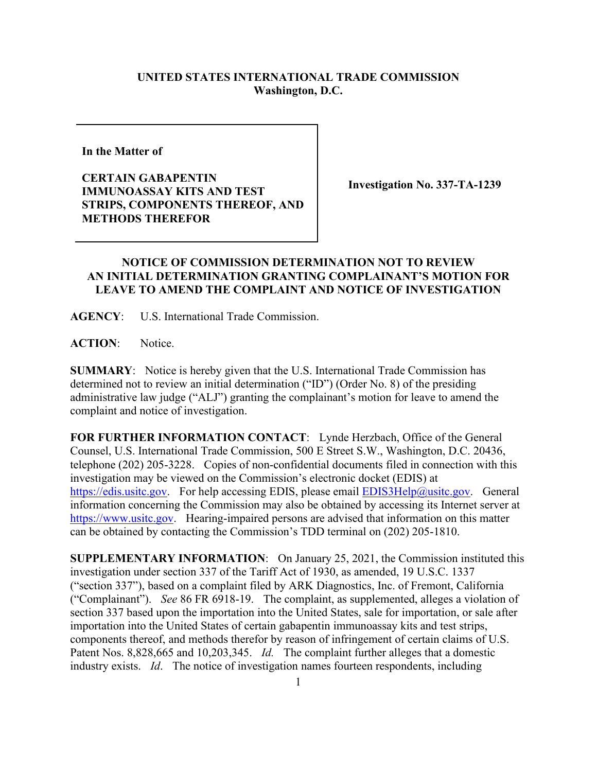**UNITED STATES INTERNATIONAL TRADE COMMISSION**
**Washington, D.C.**

| In the Matter of<br><br>**CERTAIN GABAPENTIN IMMUNOASSAY KITS AND TEST STRIPS, COMPONENTS THEREOF, AND METHODS THEREFOR** | **Investigation No. 337-TA-1239** |
| --- | --- |

**NOTICE OF COMMISSION DETERMINATION NOT TO REVIEW AN INITIAL DETERMINATION GRANTING COMPLAINANT'S MOTION FOR LEAVE TO AMEND THE COMPLAINT AND NOTICE OF INVESTIGATION**

**AGENCY**: U.S. International Trade Commission.

**ACTION**: Notice.

**SUMMARY**: Notice is hereby given that the U.S. International Trade Commission has determined not to review an initial determination ("ID") (Order No. 8) of the presiding administrative law judge ("ALJ") granting the complainant's motion for leave to amend the complaint and notice of investigation.

**FOR FURTHER INFORMATION CONTACT**: Lynde Herzbach, Office of the General Counsel, U.S. International Trade Commission, 500 E Street S.W., Washington, D.C. 20436, telephone (202) 205-3228. Copies of non-confidential documents filed in connection with this investigation may be viewed on the Commission's electronic docket (EDIS) at https://edis.usitc.gov. For help accessing EDIS, please email EDIS3Help@usitc.gov. General information concerning the Commission may also be obtained by accessing its Internet server at https://www.usitc.gov. Hearing-impaired persons are advised that information on this matter can be obtained by contacting the Commission's TDD terminal on (202) 205-1810.

**SUPPLEMENTARY INFORMATION**: On January 25, 2021, the Commission instituted this investigation under section 337 of the Tariff Act of 1930, as amended, 19 U.S.C. 1337 ("section 337"), based on a complaint filed by ARK Diagnostics, Inc. of Fremont, California ("Complainant"). *See* 86 FR 6918-19. The complaint, as supplemented, alleges a violation of section 337 based upon the importation into the United States, sale for importation, or sale after importation into the United States of certain gabapentin immunoassay kits and test strips, components thereof, and methods therefor by reason of infringement of certain claims of U.S. Patent Nos. 8,828,665 and 10,203,345. *Id.* The complaint further alleges that a domestic industry exists. *Id*. The notice of investigation names fourteen respondents, including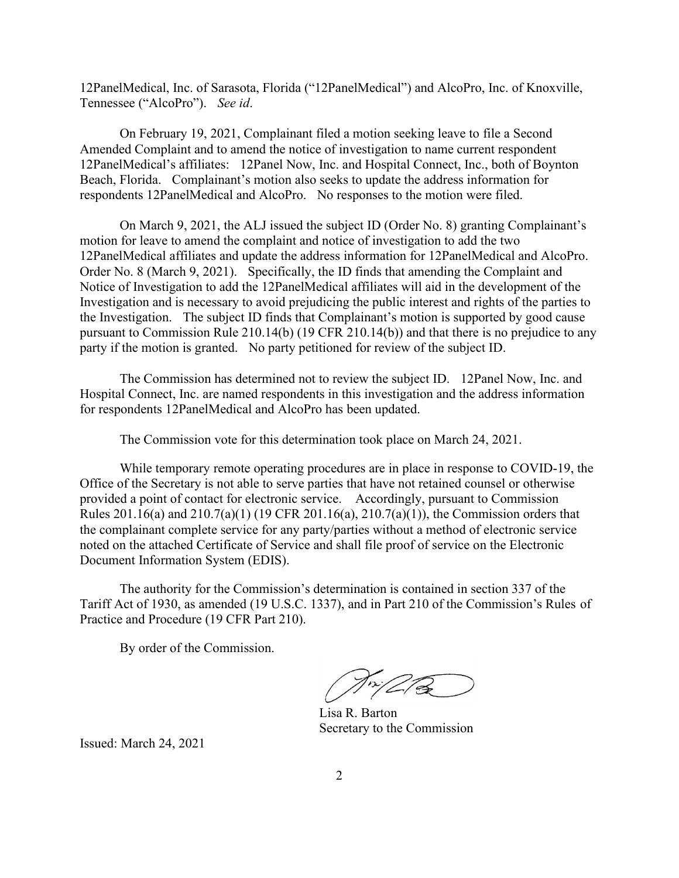12PanelMedical, Inc. of Sarasota, Florida ("12PanelMedical") and AlcoPro, Inc. of Knoxville, Tennessee ("AlcoPro"). *See id*.

On February 19, 2021, Complainant filed a motion seeking leave to file a Second Amended Complaint and to amend the notice of investigation to name current respondent 12PanelMedical's affiliates: 12Panel Now, Inc. and Hospital Connect, Inc., both of Boynton Beach, Florida. Complainant's motion also seeks to update the address information for respondents 12PanelMedical and AlcoPro. No responses to the motion were filed.

On March 9, 2021, the ALJ issued the subject ID (Order No. 8) granting Complainant's motion for leave to amend the complaint and notice of investigation to add the two 12PanelMedical affiliates and update the address information for 12PanelMedical and AlcoPro. Order No. 8 (March 9, 2021). Specifically, the ID finds that amending the Complaint and Notice of Investigation to add the 12PanelMedical affiliates will aid in the development of the Investigation and is necessary to avoid prejudicing the public interest and rights of the parties to the Investigation. The subject ID finds that Complainant's motion is supported by good cause pursuant to Commission Rule 210.14(b) (19 CFR 210.14(b)) and that there is no prejudice to any party if the motion is granted. No party petitioned for review of the subject ID.

The Commission has determined not to review the subject ID. 12Panel Now, Inc. and Hospital Connect, Inc. are named respondents in this investigation and the address information for respondents 12PanelMedical and AlcoPro has been updated.

The Commission vote for this determination took place on March 24, 2021.

While temporary remote operating procedures are in place in response to COVID-19, the Office of the Secretary is not able to serve parties that have not retained counsel or otherwise provided a point of contact for electronic service. Accordingly, pursuant to Commission Rules 201.16(a) and 210.7(a)(1) (19 CFR 201.16(a), 210.7(a)(1)), the Commission orders that the complainant complete service for any party/parties without a method of electronic service noted on the attached Certificate of Service and shall file proof of service on the Electronic Document Information System (EDIS).

The authority for the Commission's determination is contained in section 337 of the Tariff Act of 1930, as amended (19 U.S.C. 1337), and in Part 210 of the Commission's Rules of Practice and Procedure (19 CFR Part 210).

By order of the Commission.

Lisa R. Barton
Secretary to the Commission

Issued: March 24, 2021